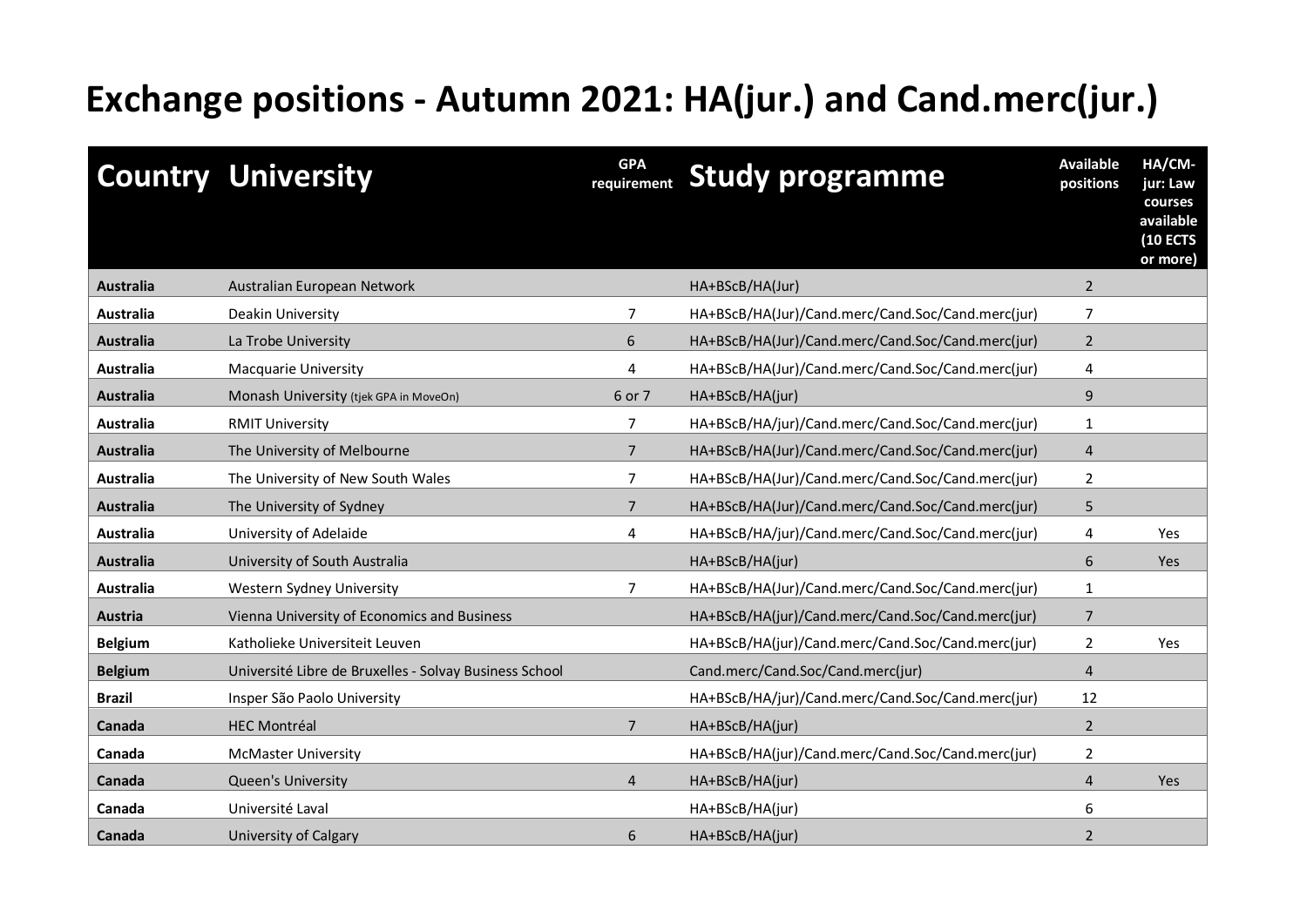# Exchange positions - Autumn 2021: HA(jur.) and Cand.merc(jur.)

| Country | University | GPA requirement | Study programme | Available positions | HA/CM-jur: Law courses available (10 ECTS or more) |
|---|---|---|---|---|---|
| **Australia** | Australian European Network | | HA+BScB/HA(Jur) | 2 | |
| **Australia** | Deakin University | 7 | HA+BScB/HA(Jur)/Cand.merc/Cand.Soc/Cand.merc(jur) | 7 | |
| **Australia** | La Trobe University | 6 | HA+BScB/HA(Jur)/Cand.merc/Cand.Soc/Cand.merc(jur) | 2 | |
| **Australia** | Macquarie University | 4 | HA+BScB/HA(Jur)/Cand.merc/Cand.Soc/Cand.merc(jur) | 4 | |
| **Australia** | Monash University (tjek GPA in MoveOn) | 6 or 7 | HA+BScB/HA(jur) | 9 | |
| **Australia** | RMIT University | 7 | HA+BScB/HA/jur)/Cand.merc/Cand.Soc/Cand.merc(jur) | 1 | |
| **Australia** | The University of Melbourne | 7 | HA+BScB/HA(Jur)/Cand.merc/Cand.Soc/Cand.merc(jur) | 4 | |
| **Australia** | The University of New South Wales | 7 | HA+BScB/HA(Jur)/Cand.merc/Cand.Soc/Cand.merc(jur) | 2 | |
| **Australia** | The University of Sydney | 7 | HA+BScB/HA(Jur)/Cand.merc/Cand.Soc/Cand.merc(jur) | 5 | |
| **Australia** | University of Adelaide | 4 | HA+BScB/HA/jur)/Cand.merc/Cand.Soc/Cand.merc(jur) | 4 | Yes |
| **Australia** | University of South Australia | | HA+BScB/HA(jur) | 6 | Yes |
| **Australia** | Western Sydney University | 7 | HA+BScB/HA(Jur)/Cand.merc/Cand.Soc/Cand.merc(jur) | 1 | |
| **Austria** | Vienna University of Economics and Business | | HA+BScB/HA(jur)/Cand.merc/Cand.Soc/Cand.merc(jur) | 7 | |
| **Belgium** | Katholieke Universiteit Leuven | | HA+BScB/HA(jur)/Cand.merc/Cand.Soc/Cand.merc(jur) | 2 | Yes |
| **Belgium** | Université Libre de Bruxelles - Solvay Business School | | Cand.merc/Cand.Soc/Cand.merc(jur) | 4 | |
| **Brazil** | Insper São Paolo University | | HA+BScB/HA/jur)/Cand.merc/Cand.Soc/Cand.merc(jur) | 12 | |
| **Canada** | HEC Montréal | 7 | HA+BScB/HA(jur) | 2 | |
| **Canada** | McMaster University | | HA+BScB/HA(jur)/Cand.merc/Cand.Soc/Cand.merc(jur) | 2 | |
| **Canada** | Queen's University | 4 | HA+BScB/HA(jur) | 4 | Yes |
| **Canada** | Université Laval | | HA+BScB/HA(jur) | 6 | |
| **Canada** | University of Calgary | 6 | HA+BScB/HA(jur) | 2 | |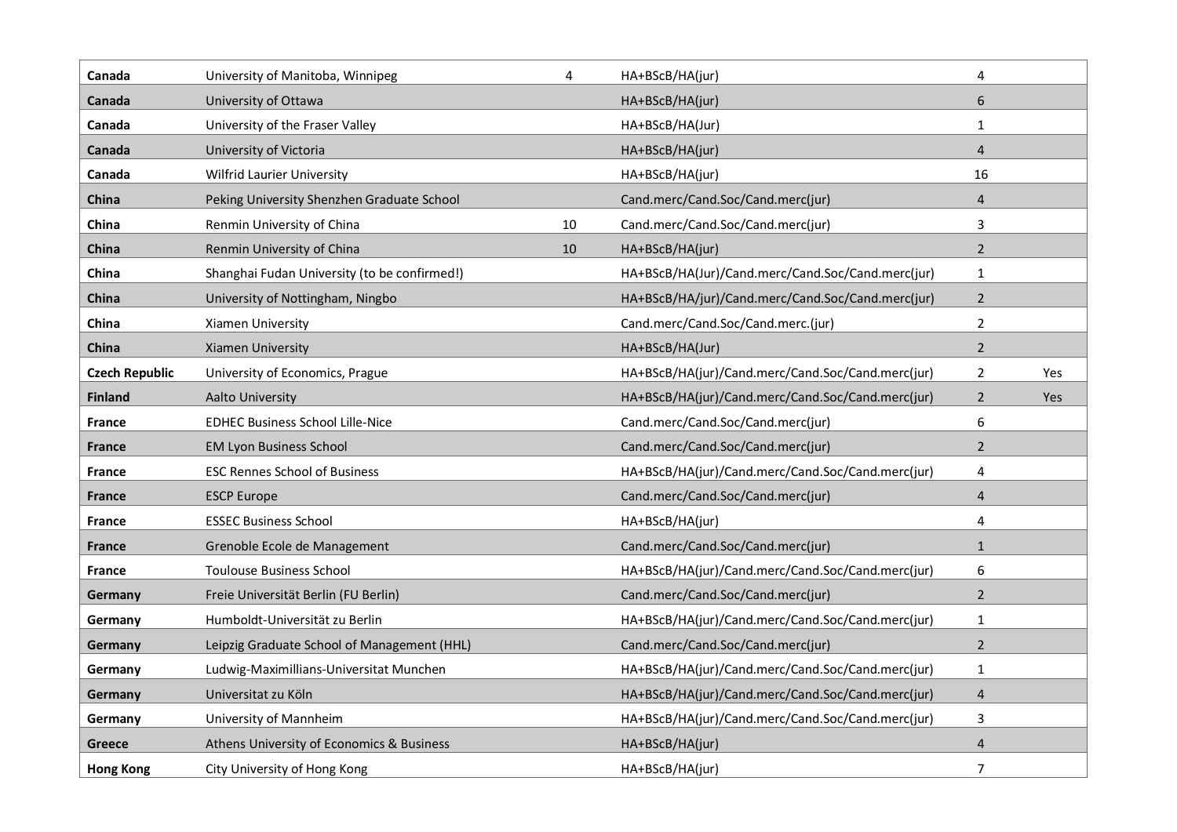| | | | | | |
|---|---|---|---|---|---|
| **Canada** | University of Manitoba, Winnipeg | 4 | HA+BScB/HA(jur) | 4 | |
| **Canada** | University of Ottawa | | HA+BScB/HA(jur) | 6 | |
| **Canada** | University of the Fraser Valley | | HA+BScB/HA(Jur) | 1 | |
| **Canada** | University of Victoria | | HA+BScB/HA(jur) | 4 | |
| **Canada** | Wilfrid Laurier University | | HA+BScB/HA(jur) | 16 | |
| **China** | Peking University Shenzhen Graduate School | | Cand.merc/Cand.Soc/Cand.merc(jur) | 4 | |
| **China** | Renmin University of China | 10 | Cand.merc/Cand.Soc/Cand.merc(jur) | 3 | |
| **China** | Renmin University of China | 10 | HA+BScB/HA(jur) | 2 | |
| **China** | Shanghai Fudan University (to be confirmed!) | | HA+BScB/HA(Jur)/Cand.merc/Cand.Soc/Cand.merc(jur) | 1 | |
| **China** | University of Nottingham, Ningbo | | HA+BScB/HA/jur)/Cand.merc/Cand.Soc/Cand.merc(jur) | 2 | |
| **China** | Xiamen University | | Cand.merc/Cand.Soc/Cand.merc.(jur) | 2 | |
| **China** | Xiamen University | | HA+BScB/HA(Jur) | 2 | |
| **Czech Republic** | University of Economics, Prague | | HA+BScB/HA(jur)/Cand.merc/Cand.Soc/Cand.merc(jur) | 2 | Yes |
| **Finland** | Aalto University | | HA+BScB/HA(jur)/Cand.merc/Cand.Soc/Cand.merc(jur) | 2 | Yes |
| **France** | EDHEC Business School Lille-Nice | | Cand.merc/Cand.Soc/Cand.merc(jur) | 6 | |
| **France** | EM Lyon Business School | | Cand.merc/Cand.Soc/Cand.merc(jur) | 2 | |
| **France** | ESC Rennes School of Business | | HA+BScB/HA(jur)/Cand.merc/Cand.Soc/Cand.merc(jur) | 4 | |
| **France** | ESCP Europe | | Cand.merc/Cand.Soc/Cand.merc(jur) | 4 | |
| **France** | ESSEC Business School | | HA+BScB/HA(jur) | 4 | |
| **France** | Grenoble Ecole de Management | | Cand.merc/Cand.Soc/Cand.merc(jur) | 1 | |
| **France** | Toulouse Business School | | HA+BScB/HA(jur)/Cand.merc/Cand.Soc/Cand.merc(jur) | 6 | |
| **Germany** | Freie Universität Berlin (FU Berlin) | | Cand.merc/Cand.Soc/Cand.merc(jur) | 2 | |
| **Germany** | Humboldt-Universität zu Berlin | | HA+BScB/HA(jur)/Cand.merc/Cand.Soc/Cand.merc(jur) | 1 | |
| **Germany** | Leipzig Graduate School of Management (HHL) | | Cand.merc/Cand.Soc/Cand.merc(jur) | 2 | |
| **Germany** | Ludwig-Maximillians-Universitat Munchen | | HA+BScB/HA(jur)/Cand.merc/Cand.Soc/Cand.merc(jur) | 1 | |
| **Germany** | Universitat zu Köln | | HA+BScB/HA(jur)/Cand.merc/Cand.Soc/Cand.merc(jur) | 4 | |
| **Germany** | University of Mannheim | | HA+BScB/HA(jur)/Cand.merc/Cand.Soc/Cand.merc(jur) | 3 | |
| **Greece** | Athens University of Economics & Business | | HA+BScB/HA(jur) | 4 | |
| **Hong Kong** | City University of Hong Kong | | HA+BScB/HA(jur) | 7 | |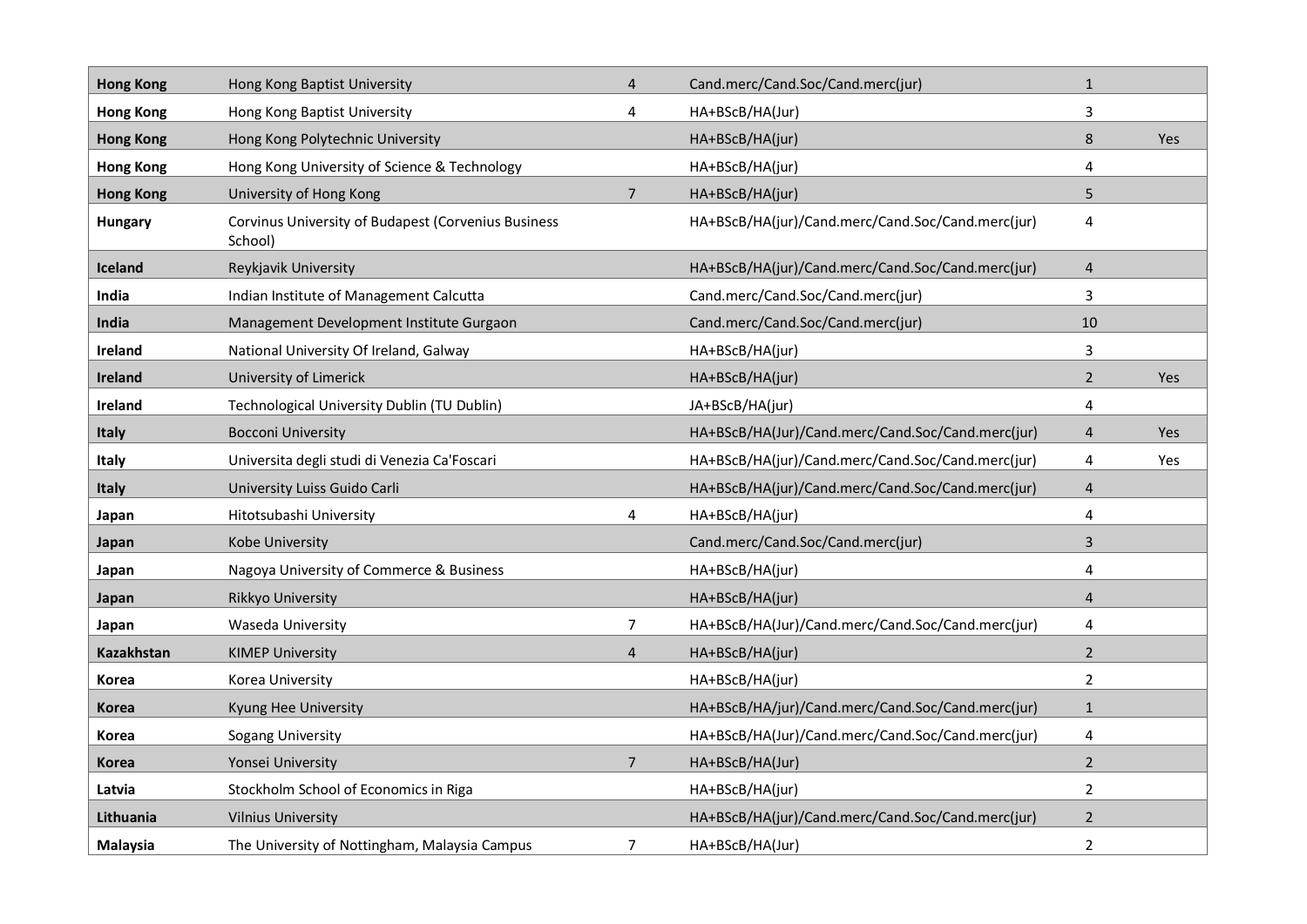| | | | | | |
|---|---|---|---|---|---|
| **Hong Kong** | Hong Kong Baptist University | 4 | Cand.merc/Cand.Soc/Cand.merc(jur) | 1 | |
| **Hong Kong** | Hong Kong Baptist University | 4 | HA+BScB/HA(Jur) | 3 | |
| **Hong Kong** | Hong Kong Polytechnic University | | HA+BScB/HA(jur) | 8 | Yes |
| **Hong Kong** | Hong Kong University of Science & Technology | | HA+BScB/HA(jur) | 4 | |
| **Hong Kong** | University of Hong Kong | 7 | HA+BScB/HA(jur) | 5 | |
| **Hungary** | Corvinus University of Budapest (Corvenius Business School) | | HA+BScB/HA(jur)/Cand.merc/Cand.Soc/Cand.merc(jur) | 4 | |
| **Iceland** | Reykjavik University | | HA+BScB/HA(jur)/Cand.merc/Cand.Soc/Cand.merc(jur) | 4 | |
| **India** | Indian Institute of Management Calcutta | | Cand.merc/Cand.Soc/Cand.merc(jur) | 3 | |
| **India** | Management Development Institute Gurgaon | | Cand.merc/Cand.Soc/Cand.merc(jur) | 10 | |
| **Ireland** | National University Of Ireland, Galway | | HA+BScB/HA(jur) | 3 | |
| **Ireland** | University of Limerick | | HA+BScB/HA(jur) | 2 | Yes |
| **Ireland** | Technological University Dublin (TU Dublin) | | JA+BScB/HA(jur) | 4 | |
| **Italy** | Bocconi University | | HA+BScB/HA(Jur)/Cand.merc/Cand.Soc/Cand.merc(jur) | 4 | Yes |
| **Italy** | Universita degli studi di Venezia Ca'Foscari | | HA+BScB/HA(jur)/Cand.merc/Cand.Soc/Cand.merc(jur) | 4 | Yes |
| **Italy** | University Luiss Guido Carli | | HA+BScB/HA(jur)/Cand.merc/Cand.Soc/Cand.merc(jur) | 4 | |
| **Japan** | Hitotsubashi University | 4 | HA+BScB/HA(jur) | 4 | |
| **Japan** | Kobe University | | Cand.merc/Cand.Soc/Cand.merc(jur) | 3 | |
| **Japan** | Nagoya University of Commerce & Business | | HA+BScB/HA(jur) | 4 | |
| **Japan** | Rikkyo University | | HA+BScB/HA(jur) | 4 | |
| **Japan** | Waseda University | 7 | HA+BScB/HA(Jur)/Cand.merc/Cand.Soc/Cand.merc(jur) | 4 | |
| **Kazakhstan** | KIMEP University | 4 | HA+BScB/HA(jur) | 2 | |
| **Korea** | Korea University | | HA+BScB/HA(jur) | 2 | |
| **Korea** | Kyung Hee University | | HA+BScB/HA/jur)/Cand.merc/Cand.Soc/Cand.merc(jur) | 1 | |
| **Korea** | Sogang University | | HA+BScB/HA(Jur)/Cand.merc/Cand.Soc/Cand.merc(jur) | 4 | |
| **Korea** | Yonsei University | 7 | HA+BScB/HA(Jur) | 2 | |
| **Latvia** | Stockholm School of Economics in Riga | | HA+BScB/HA(jur) | 2 | |
| **Lithuania** | Vilnius University | | HA+BScB/HA(jur)/Cand.merc/Cand.Soc/Cand.merc(jur) | 2 | |
| **Malaysia** | The University of Nottingham, Malaysia Campus | 7 | HA+BScB/HA(Jur) | 2 | |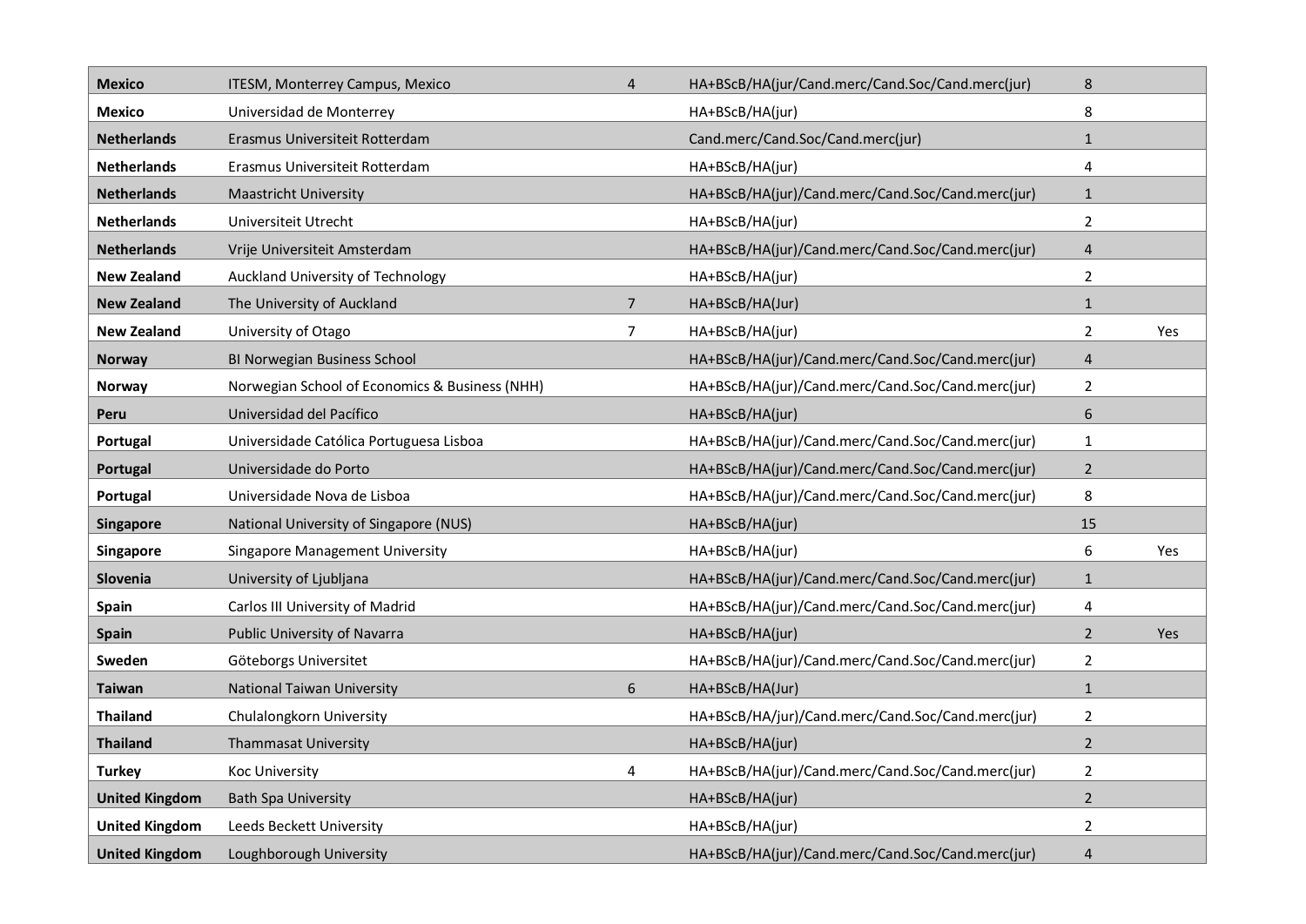| | | | | | |
|---|---|---|---|---|---|
| **Mexico** | ITESM, Monterrey Campus, Mexico | 4 | HA+BScB/HA(jur/Cand.merc/Cand.Soc/Cand.merc(jur) | 8 | |
| **Mexico** | Universidad de Monterrey | | HA+BScB/HA(jur) | 8 | |
| **Netherlands** | Erasmus Universiteit Rotterdam | | Cand.merc/Cand.Soc/Cand.merc(jur) | 1 | |
| **Netherlands** | Erasmus Universiteit Rotterdam | | HA+BScB/HA(jur) | 4 | |
| **Netherlands** | Maastricht University | | HA+BScB/HA(jur)/Cand.merc/Cand.Soc/Cand.merc(jur) | 1 | |
| **Netherlands** | Universiteit Utrecht | | HA+BScB/HA(jur) | 2 | |
| **Netherlands** | Vrije Universiteit Amsterdam | | HA+BScB/HA(jur)/Cand.merc/Cand.Soc/Cand.merc(jur) | 4 | |
| **New Zealand** | Auckland University of Technology | | HA+BScB/HA(jur) | 2 | |
| **New Zealand** | The University of Auckland | 7 | HA+BScB/HA(Jur) | 1 | |
| **New Zealand** | University of Otago | 7 | HA+BScB/HA(jur) | 2 | Yes |
| **Norway** | BI Norwegian Business School | | HA+BScB/HA(jur)/Cand.merc/Cand.Soc/Cand.merc(jur) | 4 | |
| **Norway** | Norwegian School of Economics & Business (NHH) | | HA+BScB/HA(jur)/Cand.merc/Cand.Soc/Cand.merc(jur) | 2 | |
| **Peru** | Universidad del Pacífico | | HA+BScB/HA(jur) | 6 | |
| **Portugal** | Universidade Católica Portuguesa Lisboa | | HA+BScB/HA(jur)/Cand.merc/Cand.Soc/Cand.merc(jur) | 1 | |
| **Portugal** | Universidade do Porto | | HA+BScB/HA(jur)/Cand.merc/Cand.Soc/Cand.merc(jur) | 2 | |
| **Portugal** | Universidade Nova de Lisboa | | HA+BScB/HA(jur)/Cand.merc/Cand.Soc/Cand.merc(jur) | 8 | |
| **Singapore** | National University of Singapore (NUS) | | HA+BScB/HA(jur) | 15 | |
| **Singapore** | Singapore Management University | | HA+BScB/HA(jur) | 6 | Yes |
| **Slovenia** | University of Ljubljana | | HA+BScB/HA(jur)/Cand.merc/Cand.Soc/Cand.merc(jur) | 1 | |
| **Spain** | Carlos III University of Madrid | | HA+BScB/HA(jur)/Cand.merc/Cand.Soc/Cand.merc(jur) | 4 | |
| **Spain** | Public University of Navarra | | HA+BScB/HA(jur) | 2 | Yes |
| **Sweden** | Göteborgs Universitet | | HA+BScB/HA(jur)/Cand.merc/Cand.Soc/Cand.merc(jur) | 2 | |
| **Taiwan** | National Taiwan University | 6 | HA+BScB/HA(Jur) | 1 | |
| **Thailand** | Chulalongkorn University | | HA+BScB/HA/jur)/Cand.merc/Cand.Soc/Cand.merc(jur) | 2 | |
| **Thailand** | Thammasat University | | HA+BScB/HA(jur) | 2 | |
| **Turkey** | Koc University | 4 | HA+BScB/HA(jur)/Cand.merc/Cand.Soc/Cand.merc(jur) | 2 | |
| **United Kingdom** | Bath Spa University | | HA+BScB/HA(jur) | 2 | |
| **United Kingdom** | Leeds Beckett University | | HA+BScB/HA(jur) | 2 | |
| **United Kingdom** | Loughborough University | | HA+BScB/HA(jur)/Cand.merc/Cand.Soc/Cand.merc(jur) | 4 | |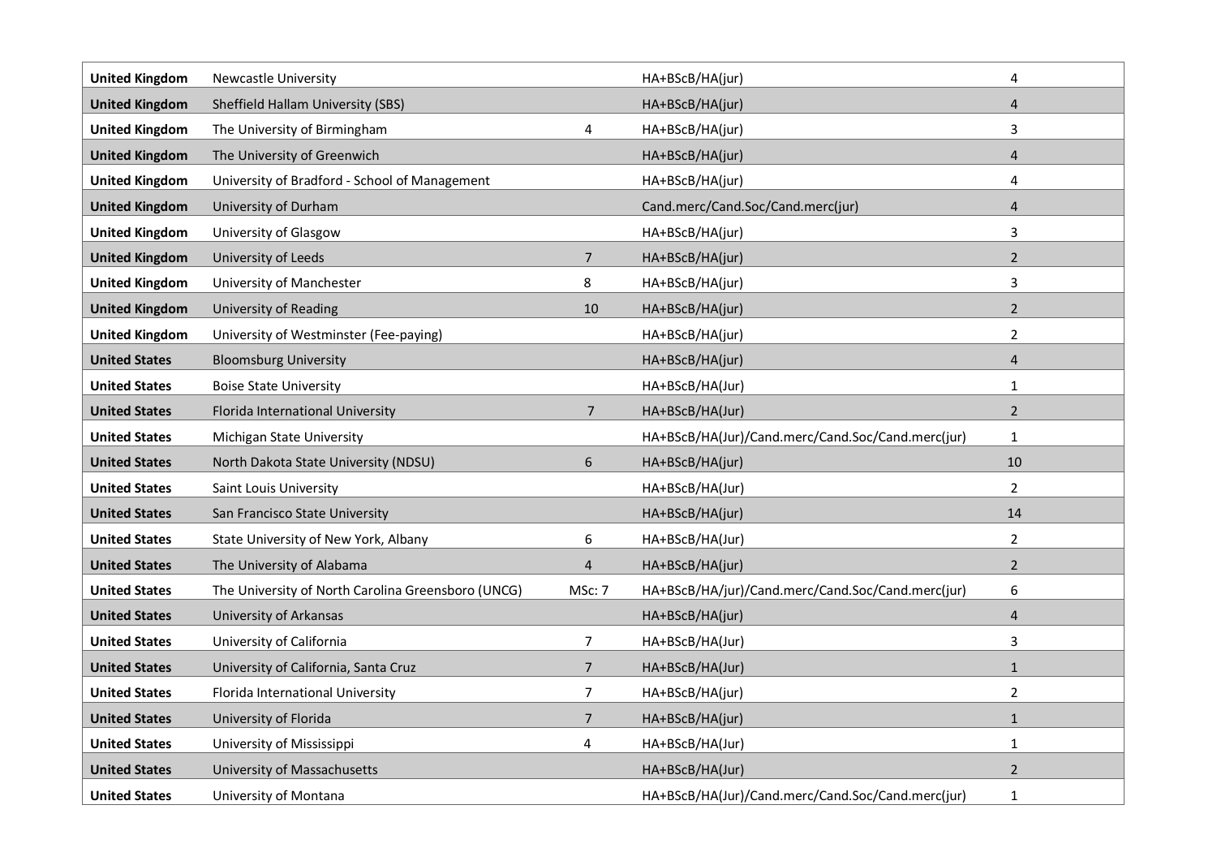| | | | | |
|---|---|---|---|---|
| **United Kingdom** | Newcastle University | | HA+BScB/HA(jur) | 4 |
| **United Kingdom** | Sheffield Hallam University (SBS) | | HA+BScB/HA(jur) | 4 |
| **United Kingdom** | The University of Birmingham | 4 | HA+BScB/HA(jur) | 3 |
| **United Kingdom** | The University of Greenwich | | HA+BScB/HA(jur) | 4 |
| **United Kingdom** | University of Bradford - School of Management | | HA+BScB/HA(jur) | 4 |
| **United Kingdom** | University of Durham | | Cand.merc/Cand.Soc/Cand.merc(jur) | 4 |
| **United Kingdom** | University of Glasgow | | HA+BScB/HA(jur) | 3 |
| **United Kingdom** | University of Leeds | 7 | HA+BScB/HA(jur) | 2 |
| **United Kingdom** | University of Manchester | 8 | HA+BScB/HA(jur) | 3 |
| **United Kingdom** | University of Reading | 10 | HA+BScB/HA(jur) | 2 |
| **United Kingdom** | University of Westminster (Fee-paying) | | HA+BScB/HA(jur) | 2 |
| **United States** | Bloomsburg University | | HA+BScB/HA(jur) | 4 |
| **United States** | Boise State University | | HA+BScB/HA(Jur) | 1 |
| **United States** | Florida International University | 7 | HA+BScB/HA(Jur) | 2 |
| **United States** | Michigan State University | | HA+BScB/HA(Jur)/Cand.merc/Cand.Soc/Cand.merc(jur) | 1 |
| **United States** | North Dakota State University (NDSU) | 6 | HA+BScB/HA(jur) | 10 |
| **United States** | Saint Louis University | | HA+BScB/HA(Jur) | 2 |
| **United States** | San Francisco State University | | HA+BScB/HA(jur) | 14 |
| **United States** | State University of New York, Albany | 6 | HA+BScB/HA(Jur) | 2 |
| **United States** | The University of Alabama | 4 | HA+BScB/HA(jur) | 2 |
| **United States** | The University of North Carolina Greensboro (UNCG) | MSc: 7 | HA+BScB/HA/jur)/Cand.merc/Cand.Soc/Cand.merc(jur) | 6 |
| **United States** | University of Arkansas | | HA+BScB/HA(jur) | 4 |
| **United States** | University of California | 7 | HA+BScB/HA(Jur) | 3 |
| **United States** | University of California, Santa Cruz | 7 | HA+BScB/HA(Jur) | 1 |
| **United States** | Florida International University | 7 | HA+BScB/HA(jur) | 2 |
| **United States** | University of Florida | 7 | HA+BScB/HA(jur) | 1 |
| **United States** | University of Mississippi | 4 | HA+BScB/HA(Jur) | 1 |
| **United States** | University of Massachusetts | | HA+BScB/HA(Jur) | 2 |
| **United States** | University of Montana | | HA+BScB/HA(Jur)/Cand.merc/Cand.Soc/Cand.merc(jur) | 1 |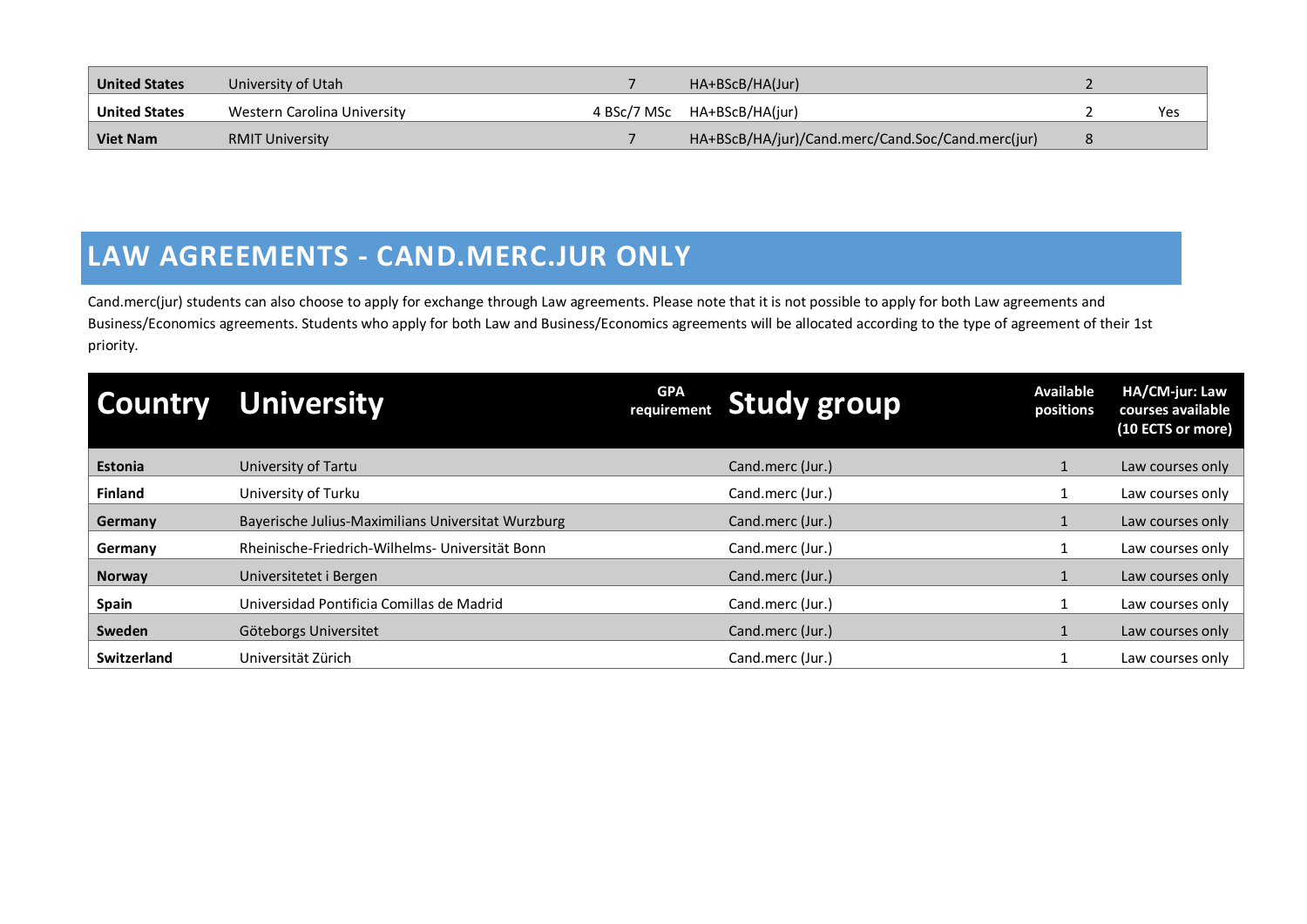| | | | | | |
|---|---|---|---|---|---|
| **United States** | University of Utah | 7 | HA+BScB/HA(Jur) | 2 | |
| **United States** | Western Carolina University | 4 BSc/7 MSc | HA+BScB/HA(jur) | 2 | Yes |
| **Viet Nam** | RMIT University | 7 | HA+BScB/HA/jur)/Cand.merc/Cand.Soc/Cand.merc(jur) | 8 | |

## LAW AGREEMENTS - CAND.MERC.JUR ONLY

Cand.merc(jur) students can also choose to apply for exchange through Law agreements. Please note that it is not possible to apply for both Law agreements and Business/Economics agreements. Students who apply for both Law and Business/Economics agreements will be allocated according to the type of agreement of their 1st priority.

| Country | University | GPA requirement | Study group | Available positions | HA/CM-jur: Law courses available (10 ECTS or more) |
|---|---|---|---|---|---|
| **Estonia** | University of Tartu | | Cand.merc (Jur.) | 1 | Law courses only |
| **Finland** | University of Turku | | Cand.merc (Jur.) | 1 | Law courses only |
| **Germany** | Bayerische Julius-Maximilians Universitat Wurzburg | | Cand.merc (Jur.) | 1 | Law courses only |
| **Germany** | Rheinische-Friedrich-Wilhelms- Universität Bonn | | Cand.merc (Jur.) | 1 | Law courses only |
| **Norway** | Universitetet i Bergen | | Cand.merc (Jur.) | 1 | Law courses only |
| **Spain** | Universidad Pontificia Comillas de Madrid | | Cand.merc (Jur.) | 1 | Law courses only |
| **Sweden** | Göteborgs Universitet | | Cand.merc (Jur.) | 1 | Law courses only |
| **Switzerland** | Universität Zürich | | Cand.merc (Jur.) | 1 | Law courses only |